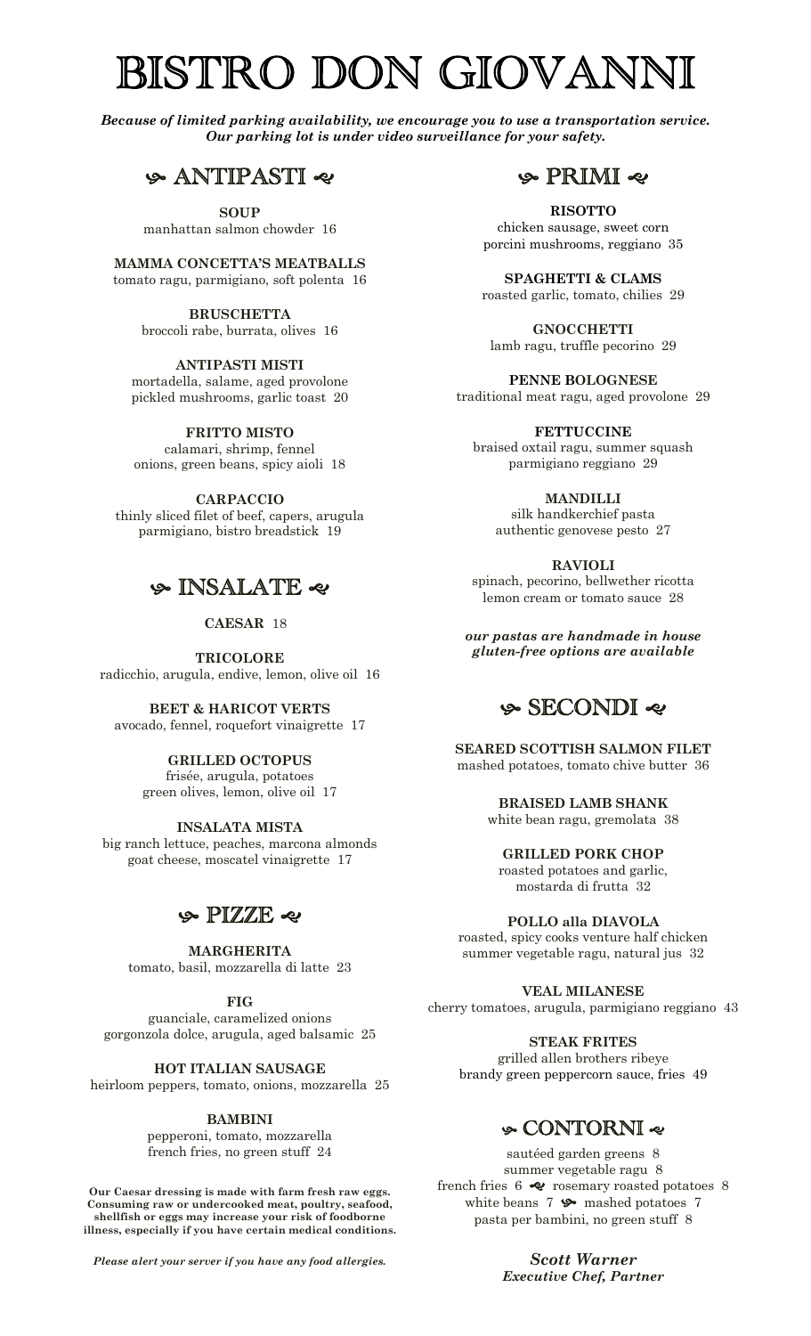# BISTRO DON GIOVANNI

***Because of limited parking availability, we encourage you to use a transportation service. Our parking lot is under video surveillance for your safety.***

## ANTIPASTI

**SOUP**
manhattan salmon chowder 16

**MAMMA CONCETTA'S MEATBALLS**
tomato ragu, parmigiano, soft polenta 16

**BRUSCHETTA**
broccoli rabe, burrata, olives 16

**ANTIPASTI MISTI**
mortadella, salame, aged provolone pickled mushrooms, garlic toast 20

**FRITTO MISTO**
calamari, shrimp, fennel onions, green beans, spicy aioli 18

**CARPACCIO**
thinly sliced filet of beef, capers, arugula parmigiano, bistro breadstick 19

## INSALATE

**CAESAR** 18

**TRICOLORE**
radicchio, arugula, endive, lemon, olive oil 16

**BEET & HARICOT VERTS**
avocado, fennel, roquefort vinaigrette 17

**GRILLED OCTOPUS**
frisée, arugula, potatoes green olives, lemon, olive oil 17

**INSALATA MISTA**
big ranch lettuce, peaches, marcona almonds goat cheese, moscatel vinaigrette 17

## PIZZE

**MARGHERITA**
tomato, basil, mozzarella di latte 23

**FIG**
guanciale, caramelized onions gorgonzola dolce, arugula, aged balsamic 25

**HOT ITALIAN SAUSAGE**
heirloom peppers, tomato, onions, mozzarella 25

**BAMBINI**
pepperoni, tomato, mozzarella french fries, no green stuff 24

**Our Caesar dressing is made with farm fresh raw eggs. Consuming raw or undercooked meat, poultry, seafood, shellfish or eggs may increase your risk of foodborne illness, especially if you have certain medical conditions.**

***Please alert your server if you have any food allergies.***

## PRIMI

**RISOTTO**
chicken sausage, sweet corn porcini mushrooms, reggiano 35

**SPAGHETTI & CLAMS**
roasted garlic, tomato, chilies 29

**GNOCCHETTI**
lamb ragu, truffle pecorino 29

**PENNE BOLOGNESE**
traditional meat ragu, aged provolone 29

**FETTUCCINE**
braised oxtail ragu, summer squash parmigiano reggiano 29

**MANDILLI**
silk handkerchief pasta authentic genovese pesto 27

**RAVIOLI**
spinach, pecorino, bellwether ricotta lemon cream or tomato sauce 28

***our pastas are handmade in house gluten-free options are available***

## SECONDI

**SEARED SCOTTISH SALMON FILET**
mashed potatoes, tomato chive butter 36

**BRAISED LAMB SHANK**
white bean ragu, gremolata 38

**GRILLED PORK CHOP**
roasted potatoes and garlic, mostarda di frutta 32

**POLLO alla DIAVOLA**
roasted, spicy cooks venture half chicken summer vegetable ragu, natural jus 32

**VEAL MILANESE**
cherry tomatoes, arugula, parmigiano reggiano 43

**STEAK FRITES**
grilled allen brothers ribeye brandy green peppercorn sauce, fries 49

## CONTORNI

sautéed garden greens 8
summer vegetable ragu 8
french fries 6 · rosemary roasted potatoes 8
white beans 7 · mashed potatoes 7
pasta per bambini, no green stuff 8

***Scott Warner***
***Executive Chef, Partner***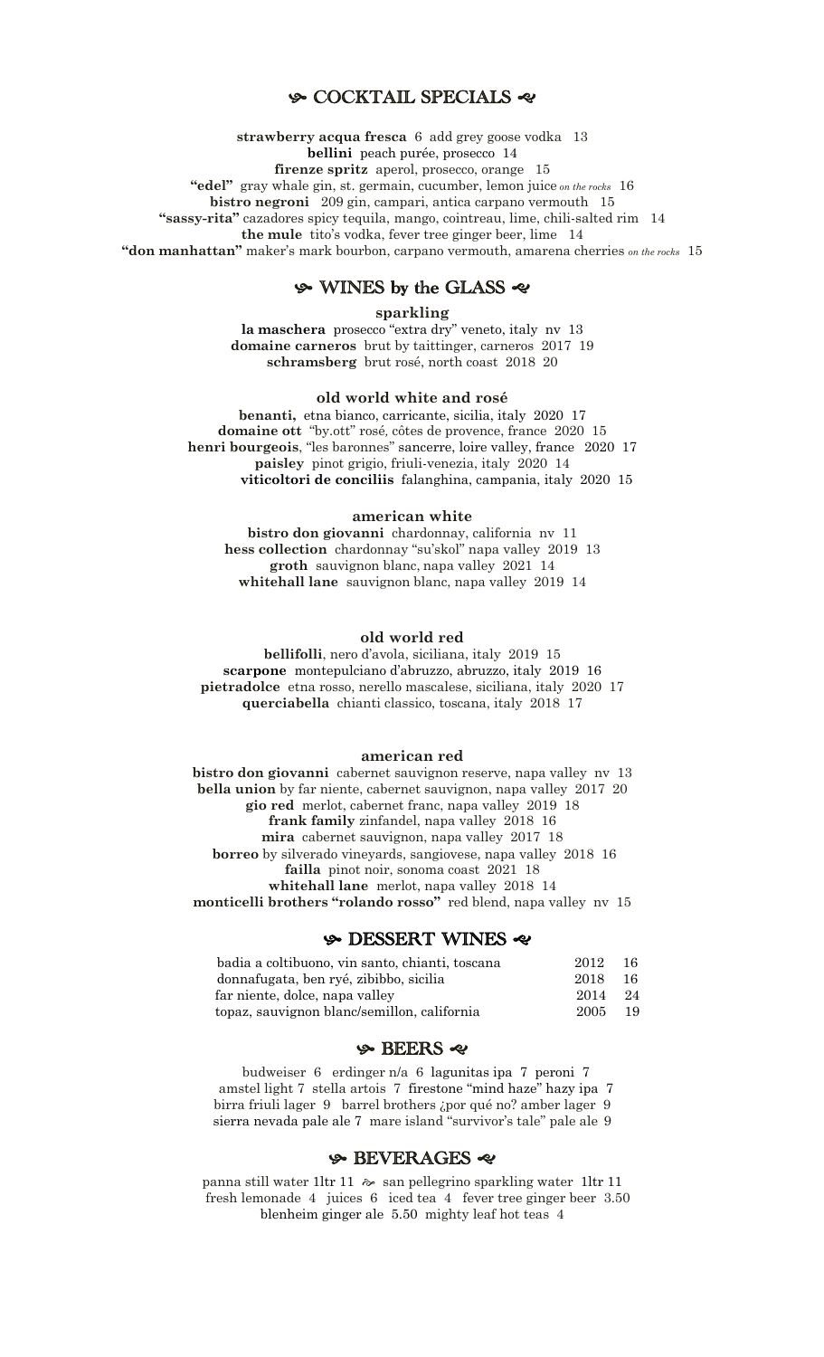## ❧ COCKTAIL SPECIALS ❧

**strawberry acqua fresca** 6 add grey goose vodka 13
**bellini** peach purée, prosecco 14
**firenze spritz** aperol, prosecco, orange 15
**"edel"** gray whale gin, st. germain, cucumber, lemon juice *on the rocks* 16
**bistro negroni** 209 gin, campari, antica carpano vermouth 15
**"sassy-rita"** cazadores spicy tequila, mango, cointreau, lime, chili-salted rim 14
**the mule** tito's vodka, fever tree ginger beer, lime 14
**"don manhattan"** maker's mark bourbon, carpano vermouth, amarena cherries *on the rocks* 15

## ❧ WINES by the GLASS ❧

### sparkling

**la maschera** prosecco "extra dry" veneto, italy nv 13
**domaine carneros** brut by taittinger, carneros 2017 19
**schramsberg** brut rosé, north coast 2018 20

### old world white and rosé

**benanti,** etna bianco, carricante, sicilia, italy 2020 17
**domaine ott** "by.ott" rosé, côtes de provence, france 2020 15
**henri bourgeois**, "les baronnes" sancerre, loire valley, france 2020 17
**paisley** pinot grigio, friuli-venezia, italy 2020 14
**viticoltori de conciliis** falanghina, campania, italy 2020 15

### american white

**bistro don giovanni** chardonnay, california nv 11
**hess collection** chardonnay "su'skol" napa valley 2019 13
**groth** sauvignon blanc, napa valley 2021 14
**whitehall lane** sauvignon blanc, napa valley 2019 14

### old world red

**bellifolli**, nero d'avola, siciliana, italy 2019 15
**scarpone** montepulciano d'abruzzo, abruzzo, italy 2019 16
**pietradolce** etna rosso, nerello mascalese, siciliana, italy 2020 17
**querciabella** chianti classico, toscana, italy 2018 17

### american red

**bistro don giovanni** cabernet sauvignon reserve, napa valley nv 13
**bella union** by far niente, cabernet sauvignon, napa valley 2017 20
**gio red** merlot, cabernet franc, napa valley 2019 18
**frank family** zinfandel, napa valley 2018 16
**mira** cabernet sauvignon, napa valley 2017 18
**borreo** by silverado vineyards, sangiovese, napa valley 2018 16
**failla** pinot noir, sonoma coast 2021 18
**whitehall lane** merlot, napa valley 2018 14
**monticelli brothers "rolando rosso"** red blend, napa valley nv 15

## ❧ DESSERT WINES ❧

| | | |
|---|---|---|
| badia a coltibuono, vin santo, chianti, toscana | 2012 | 16 |
| donnafugata, ben ryé, zibibbo, sicilia | 2018 | 16 |
| far niente, dolce, napa valley | 2014 | 24 |
| topaz, sauvignon blanc/semillon, california | 2005 | 19 |

## ❧ BEERS ❧

budweiser 6 erdinger n/a 6 lagunitas ipa 7 peroni 7
amstel light 7 stella artois 7 firestone "mind haze" hazy ipa 7
birra friuli lager 9 barrel brothers ¿por qué no? amber lager 9
sierra nevada pale ale 7 mare island "survivor's tale" pale ale 9

## ❧ BEVERAGES ❧

panna still water 1ltr 11 ❧ san pellegrino sparkling water 1ltr 11
fresh lemonade 4 juices 6 iced tea 4 fever tree ginger beer 3.50
blenheim ginger ale 5.50 mighty leaf hot teas 4